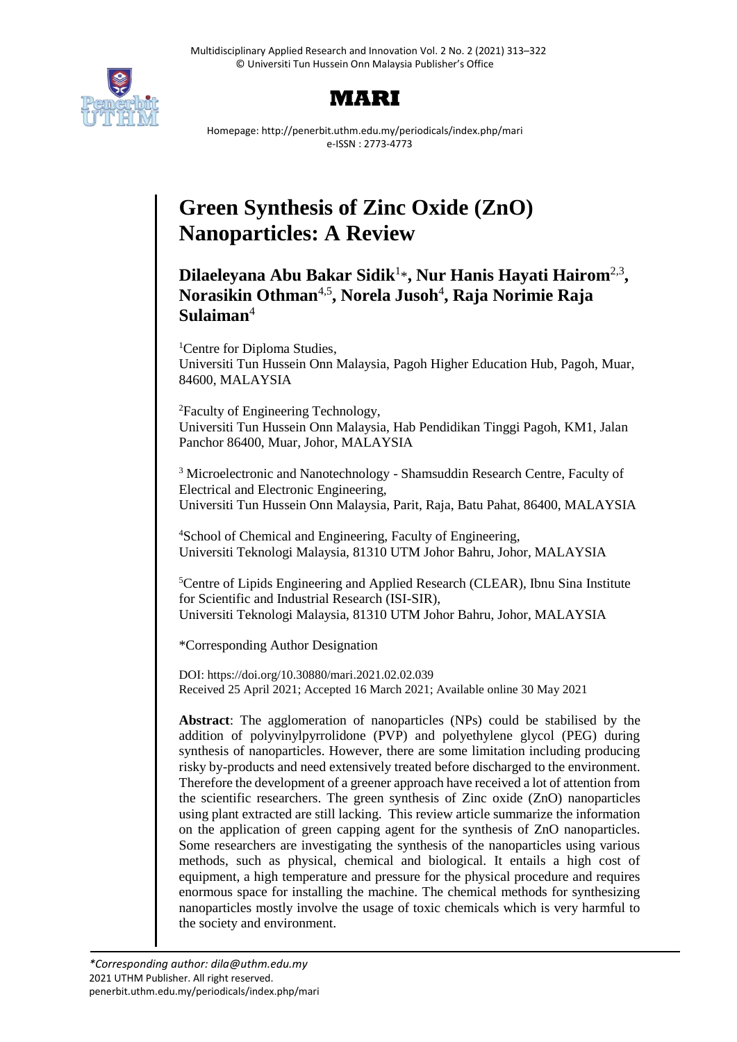# Green Synthesis of Zinc Oxide (ZnO) Nanoparticles: A Review

**Dilaeleyana Abu Bakar Sidik**[1]*, **Nur Hanis Hayati Hairom**[2,3], **Norasikin Othman**[4,5], **Norela Jusoh**[4], **Raja Norimie Raja Sulaiman**[4]

[1]Centre for Diploma Studies,
Universiti Tun Hussein Onn Malaysia, Pagoh Higher Education Hub, Pagoh, Muar, 84600, MALAYSIA

[2]Faculty of Engineering Technology,
Universiti Tun Hussein Onn Malaysia, Hab Pendidikan Tinggi Pagoh, KM1, Jalan Panchor 86400, Muar, Johor, MALAYSIA

[3] Microelectronic and Nanotechnology - Shamsuddin Research Centre, Faculty of Electrical and Electronic Engineering,
Universiti Tun Hussein Onn Malaysia, Parit, Raja, Batu Pahat, 86400, MALAYSIA

[4]School of Chemical and Engineering, Faculty of Engineering,
Universiti Teknologi Malaysia, 81310 UTM Johor Bahru, Johor, MALAYSIA

[5]Centre of Lipids Engineering and Applied Research (CLEAR), Ibnu Sina Institute for Scientific and Industrial Research (ISI-SIR),
Universiti Teknologi Malaysia, 81310 UTM Johor Bahru, Johor, MALAYSIA

*Corresponding Author Designation

DOI: https://doi.org/10.30880/mari.2021.02.02.039
Received 25 April 2021; Accepted 16 March 2021; Available online 30 May 2021

**Abstract**: The agglomeration of nanoparticles (NPs) could be stabilised by the addition of polyvinylpyrrolidone (PVP) and polyethylene glycol (PEG) during synthesis of nanoparticles. However, there are some limitation including producing risky by-products and need extensively treated before discharged to the environment. Therefore the development of a greener approach have received a lot of attention from the scientific researchers. The green synthesis of Zinc oxide (ZnO) nanoparticles using plant extracted are still lacking. This review article summarize the information on the application of green capping agent for the synthesis of ZnO nanoparticles. Some researchers are investigating the synthesis of the nanoparticles using various methods, such as physical, chemical and biological. It entails a high cost of equipment, a high temperature and pressure for the physical procedure and requires enormous space for installing the machine. The chemical methods for synthesizing nanoparticles mostly involve the usage of toxic chemicals which is very harmful to the society and environment.

*\*Corresponding author: dila@uthm.edu.my*
2021 UTHM Publisher. All right reserved.
penerbit.uthm.edu.my/periodicals/index.php/mari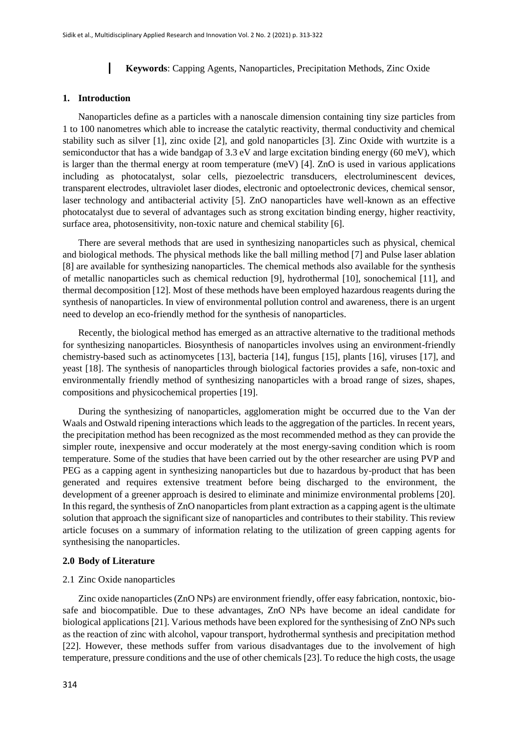**Keywords**: Capping Agents, Nanoparticles, Precipitation Methods, Zinc Oxide

## 1. Introduction

Nanoparticles define as a particles with a nanoscale dimension containing tiny size particles from 1 to 100 nanometres which able to increase the catalytic reactivity, thermal conductivity and chemical stability such as silver [1], zinc oxide [2], and gold nanoparticles [3]. Zinc Oxide with wurtzite is a semiconductor that has a wide bandgap of 3.3 eV and large excitation binding energy (60 meV), which is larger than the thermal energy at room temperature (meV) [4]. ZnO is used in various applications including as photocatalyst, solar cells, piezoelectric transducers, electroluminescent devices, transparent electrodes, ultraviolet laser diodes, electronic and optoelectronic devices, chemical sensor, laser technology and antibacterial activity [5]. ZnO nanoparticles have well-known as an effective photocatalyst due to several of advantages such as strong excitation binding energy, higher reactivity, surface area, photosensitivity, non-toxic nature and chemical stability [6].

There are several methods that are used in synthesizing nanoparticles such as physical, chemical and biological methods. The physical methods like the ball milling method [7] and Pulse laser ablation [8] are available for synthesizing nanoparticles. The chemical methods also available for the synthesis of metallic nanoparticles such as chemical reduction [9], hydrothermal [10], sonochemical [11], and thermal decomposition [12]. Most of these methods have been employed hazardous reagents during the synthesis of nanoparticles. In view of environmental pollution control and awareness, there is an urgent need to develop an eco-friendly method for the synthesis of nanoparticles.

Recently, the biological method has emerged as an attractive alternative to the traditional methods for synthesizing nanoparticles. Biosynthesis of nanoparticles involves using an environment-friendly chemistry-based such as actinomycetes [13], bacteria [14], fungus [15], plants [16], viruses [17], and yeast [18]. The synthesis of nanoparticles through biological factories provides a safe, non-toxic and environmentally friendly method of synthesizing nanoparticles with a broad range of sizes, shapes, compositions and physicochemical properties [19].

During the synthesizing of nanoparticles, agglomeration might be occurred due to the Van der Waals and Ostwald ripening interactions which leads to the aggregation of the particles. In recent years, the precipitation method has been recognized as the most recommended method as they can provide the simpler route, inexpensive and occur moderately at the most energy-saving condition which is room temperature. Some of the studies that have been carried out by the other researcher are using PVP and PEG as a capping agent in synthesizing nanoparticles but due to hazardous by-product that has been generated and requires extensive treatment before being discharged to the environment, the development of a greener approach is desired to eliminate and minimize environmental problems [20]. In this regard, the synthesis of ZnO nanoparticles from plant extraction as a capping agent is the ultimate solution that approach the significant size of nanoparticles and contributes to their stability. This review article focuses on a summary of information relating to the utilization of green capping agents for synthesising the nanoparticles.

## 2.0 Body of Literature

### 2.1 Zinc Oxide nanoparticles

Zinc oxide nanoparticles (ZnO NPs) are environment friendly, offer easy fabrication, nontoxic, bio-safe and biocompatible. Due to these advantages, ZnO NPs have become an ideal candidate for biological applications [21]. Various methods have been explored for the synthesising of ZnO NPs such as the reaction of zinc with alcohol, vapour transport, hydrothermal synthesis and precipitation method [22]. However, these methods suffer from various disadvantages due to the involvement of high temperature, pressure conditions and the use of other chemicals [23]. To reduce the high costs, the usage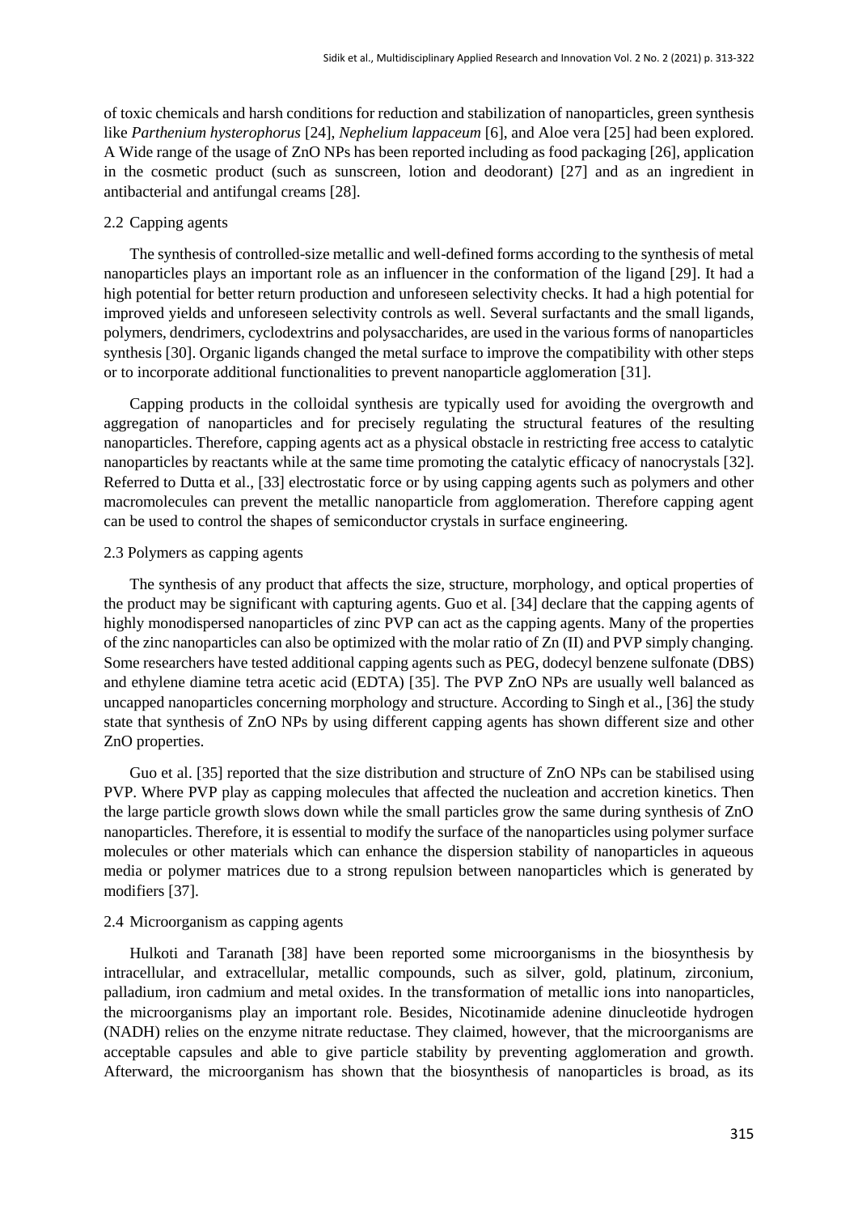of toxic chemicals and harsh conditions for reduction and stabilization of nanoparticles, green synthesis like *Parthenium hysterophorus* [24], *Nephelium lappaceum* [6], and Aloe vera [25] had been explored. A Wide range of the usage of ZnO NPs has been reported including as food packaging [26], application in the cosmetic product (such as sunscreen, lotion and deodorant) [27] and as an ingredient in antibacterial and antifungal creams [28].

## 2.2 Capping agents

The synthesis of controlled-size metallic and well-defined forms according to the synthesis of metal nanoparticles plays an important role as an influencer in the conformation of the ligand [29]. It had a high potential for better return production and unforeseen selectivity checks. It had a high potential for improved yields and unforeseen selectivity controls as well. Several surfactants and the small ligands, polymers, dendrimers, cyclodextrins and polysaccharides, are used in the various forms of nanoparticles synthesis [30]. Organic ligands changed the metal surface to improve the compatibility with other steps or to incorporate additional functionalities to prevent nanoparticle agglomeration [31].

Capping products in the colloidal synthesis are typically used for avoiding the overgrowth and aggregation of nanoparticles and for precisely regulating the structural features of the resulting nanoparticles. Therefore, capping agents act as a physical obstacle in restricting free access to catalytic nanoparticles by reactants while at the same time promoting the catalytic efficacy of nanocrystals [32]. Referred to Dutta et al., [33] electrostatic force or by using capping agents such as polymers and other macromolecules can prevent the metallic nanoparticle from agglomeration. Therefore capping agent can be used to control the shapes of semiconductor crystals in surface engineering.

## 2.3 Polymers as capping agents

The synthesis of any product that affects the size, structure, morphology, and optical properties of the product may be significant with capturing agents. Guo et al. [34] declare that the capping agents of highly monodispersed nanoparticles of zinc PVP can act as the capping agents. Many of the properties of the zinc nanoparticles can also be optimized with the molar ratio of Zn (II) and PVP simply changing. Some researchers have tested additional capping agents such as PEG, dodecyl benzene sulfonate (DBS) and ethylene diamine tetra acetic acid (EDTA) [35]. The PVP ZnO NPs are usually well balanced as uncapped nanoparticles concerning morphology and structure. According to Singh et al., [36] the study state that synthesis of ZnO NPs by using different capping agents has shown different size and other ZnO properties.

Guo et al. [35] reported that the size distribution and structure of ZnO NPs can be stabilised using PVP. Where PVP play as capping molecules that affected the nucleation and accretion kinetics. Then the large particle growth slows down while the small particles grow the same during synthesis of ZnO nanoparticles. Therefore, it is essential to modify the surface of the nanoparticles using polymer surface molecules or other materials which can enhance the dispersion stability of nanoparticles in aqueous media or polymer matrices due to a strong repulsion between nanoparticles which is generated by modifiers [37].

## 2.4 Microorganism as capping agents

Hulkoti and Taranath [38] have been reported some microorganisms in the biosynthesis by intracellular, and extracellular, metallic compounds, such as silver, gold, platinum, zirconium, palladium, iron cadmium and metal oxides. In the transformation of metallic ions into nanoparticles, the microorganisms play an important role. Besides, Nicotinamide adenine dinucleotide hydrogen (NADH) relies on the enzyme nitrate reductase. They claimed, however, that the microorganisms are acceptable capsules and able to give particle stability by preventing agglomeration and growth. Afterward, the microorganism has shown that the biosynthesis of nanoparticles is broad, as its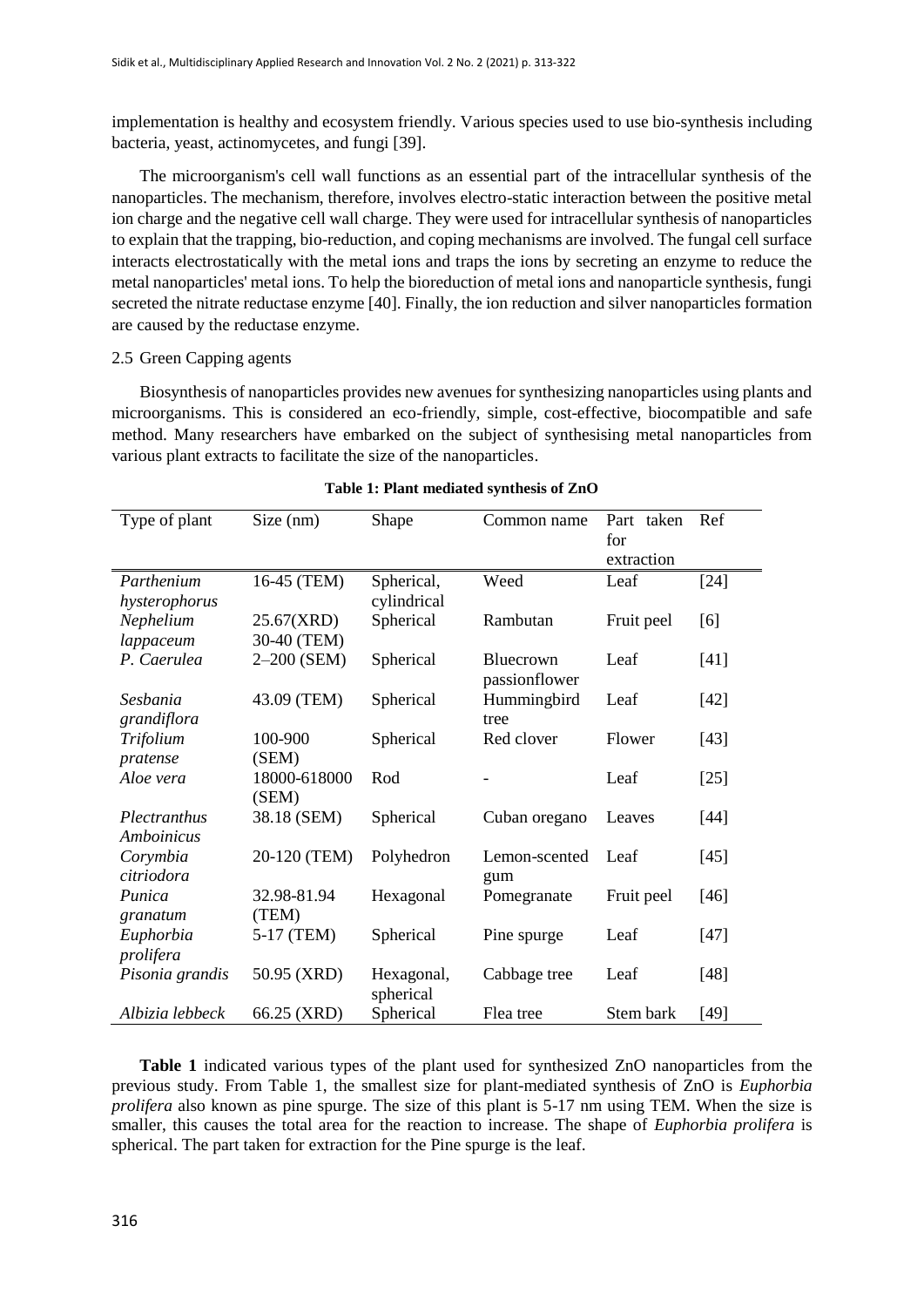implementation is healthy and ecosystem friendly. Various species used to use bio-synthesis including bacteria, yeast, actinomycetes, and fungi [39].

The microorganism's cell wall functions as an essential part of the intracellular synthesis of the nanoparticles. The mechanism, therefore, involves electro-static interaction between the positive metal ion charge and the negative cell wall charge. They were used for intracellular synthesis of nanoparticles to explain that the trapping, bio-reduction, and coping mechanisms are involved. The fungal cell surface interacts electrostatically with the metal ions and traps the ions by secreting an enzyme to reduce the metal nanoparticles' metal ions. To help the bioreduction of metal ions and nanoparticle synthesis, fungi secreted the nitrate reductase enzyme [40]. Finally, the ion reduction and silver nanoparticles formation are caused by the reductase enzyme.

### 2.5 Green Capping agents

Biosynthesis of nanoparticles provides new avenues for synthesizing nanoparticles using plants and microorganisms. This is considered an eco-friendly, simple, cost-effective, biocompatible and safe method. Many researchers have embarked on the subject of synthesising metal nanoparticles from various plant extracts to facilitate the size of the nanoparticles.

**Table 1: Plant mediated synthesis of ZnO**

| Type of plant | Size (nm) | Shape | Common name | Part taken for extraction | Ref |
|---|---|---|---|---|---|
| *Parthenium hysterophorus* | 16-45 (TEM) | Spherical, cylindrical | Weed | Leaf | [24] |
| *Nephelium lappaceum* | 25.67(XRD) 30-40 (TEM) | Spherical | Rambutan | Fruit peel | [6] |
| *P. Caerulea* | 2–200 (SEM) | Spherical | Bluecrown passionflower | Leaf | [41] |
| *Sesbania grandiflora* | 43.09 (TEM) | Spherical | Hummingbird tree | Leaf | [42] |
| *Trifolium pratense* | 100-900 (SEM) | Spherical | Red clover | Flower | [43] |
| *Aloe vera* | 18000-618000 (SEM) | Rod | - | Leaf | [25] |
| *Plectranthus Amboinicus* | 38.18 (SEM) | Spherical | Cuban oregano | Leaves | [44] |
| *Corymbia citriodora* | 20-120 (TEM) | Polyhedron | Lemon-scented gum | Leaf | [45] |
| *Punica granatum* | 32.98-81.94 (TEM) | Hexagonal | Pomegranate | Fruit peel | [46] |
| *Euphorbia prolifera* | 5-17 (TEM) | Spherical | Pine spurge | Leaf | [47] |
| *Pisonia grandis* | 50.95 (XRD) | Hexagonal, spherical | Cabbage tree | Leaf | [48] |
| *Albizia lebbeck* | 66.25 (XRD) | Spherical | Flea tree | Stem bark | [49] |

**Table 1** indicated various types of the plant used for synthesized ZnO nanoparticles from the previous study. From Table 1, the smallest size for plant-mediated synthesis of ZnO is *Euphorbia prolifera* also known as pine spurge. The size of this plant is 5-17 nm using TEM. When the size is smaller, this causes the total area for the reaction to increase. The shape of *Euphorbia prolifera* is spherical. The part taken for extraction for the Pine spurge is the leaf.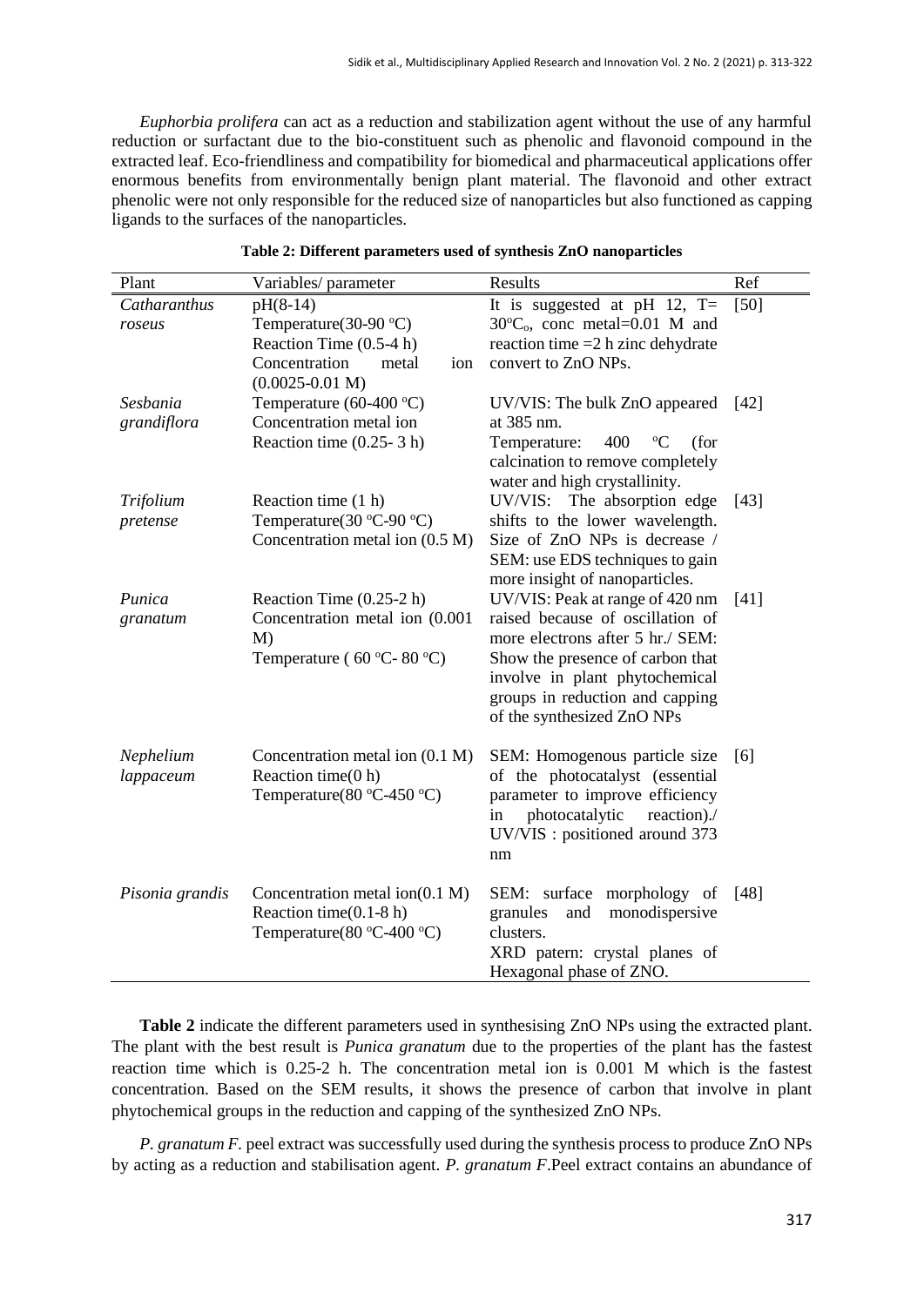*Euphorbia prolifera* can act as a reduction and stabilization agent without the use of any harmful reduction or surfactant due to the bio-constituent such as phenolic and flavonoid compound in the extracted leaf. Eco-friendliness and compatibility for biomedical and pharmaceutical applications offer enormous benefits from environmentally benign plant material. The flavonoid and other extract phenolic were not only responsible for the reduced size of nanoparticles but also functioned as capping ligands to the surfaces of the nanoparticles.

**Table 2: Different parameters used of synthesis ZnO nanoparticles**

| Plant | Variables/ parameter | Results | Ref |
|---|---|---|---|
| *Catharanthus roseus* | pH(8-14)<br>Temperature(30-90 °C)<br>Reaction Time (0.5-4 h)<br>Concentration metal ion (0.0025-0.01 M) | It is suggested at pH 12, T= 30°C$_o$, conc metal=0.01 M and reaction time =2 h zinc dehydrate convert to ZnO NPs. | [50] |
| *Sesbania grandiflora* | Temperature (60-400 °C)<br>Concentration metal ion<br>Reaction time (0.25- 3 h) | UV/VIS: The bulk ZnO appeared at 385 nm.<br>Temperature: 400 °C (for calcination to remove completely water and high crystallinity. | [42] |
| *Trifolium pretense* | Reaction time (1 h)<br>Temperature(30 °C-90 °C)<br>Concentration metal ion (0.5 M) | UV/VIS: The absorption edge shifts to the lower wavelength. Size of ZnO NPs is decrease / SEM: use EDS techniques to gain more insight of nanoparticles. | [43] |
| *Punica granatum* | Reaction Time (0.25-2 h)<br>Concentration metal ion (0.001 M)<br>Temperature ( 60 °C- 80 °C) | UV/VIS: Peak at range of 420 nm raised because of oscillation of more electrons after 5 hr./ SEM: Show the presence of carbon that involve in plant phytochemical groups in reduction and capping of the synthesized ZnO NPs | [41] |
| *Nephelium lappaceum* | Concentration metal ion (0.1 M)<br>Reaction time(0 h)<br>Temperature(80 °C-450 °C) | SEM: Homogenous particle size of the photocatalyst (essential parameter to improve efficiency in photocatalytic reaction)./ UV/VIS : positioned around 373 nm | [6] |
| *Pisonia grandis* | Concentration metal ion(0.1 M)<br>Reaction time(0.1-8 h)<br>Temperature(80 °C-400 °C) | SEM: surface morphology of granules and monodispersive clusters.<br>XRD patern: crystal planes of Hexagonal phase of ZNO. | [48] |

**Table 2** indicate the different parameters used in synthesising ZnO NPs using the extracted plant. The plant with the best result is *Punica granatum* due to the properties of the plant has the fastest reaction time which is 0.25-2 h. The concentration metal ion is 0.001 M which is the fastest concentration. Based on the SEM results, it shows the presence of carbon that involve in plant phytochemical groups in the reduction and capping of the synthesized ZnO NPs.

*P. granatum F.* peel extract was successfully used during the synthesis process to produce ZnO NPs by acting as a reduction and stabilisation agent. *P. granatum F*.Peel extract contains an abundance of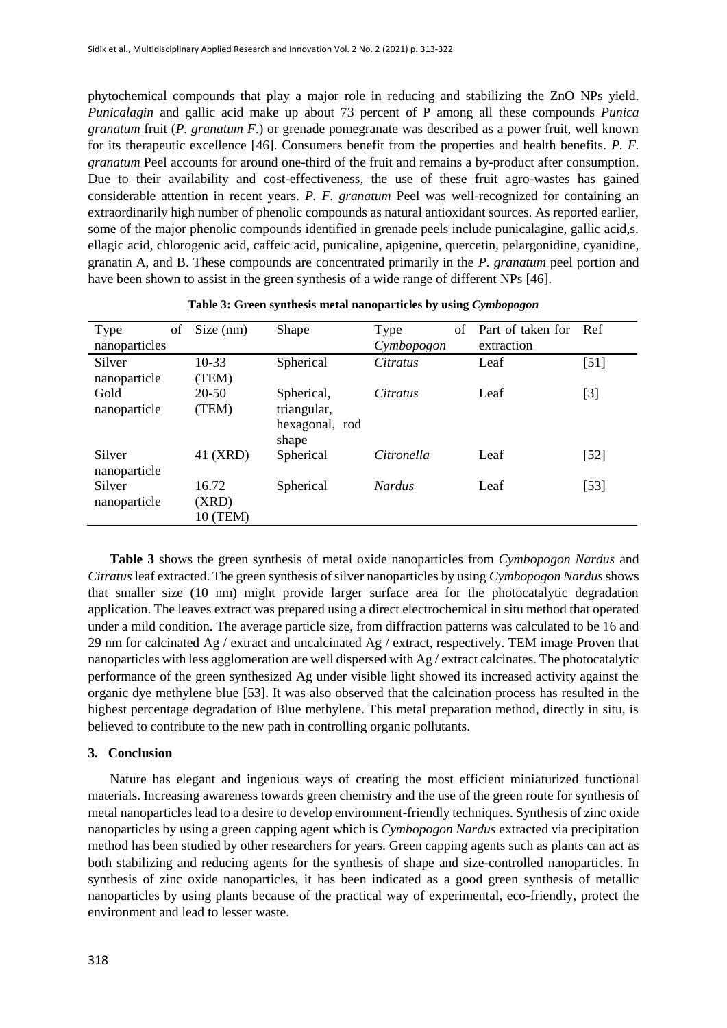phytochemical compounds that play a major role in reducing and stabilizing the ZnO NPs yield. *Punicalagin* and gallic acid make up about 73 percent of P among all these compounds *Punica granatum* fruit (*P. granatum F*.) or grenade pomegranate was described as a power fruit, well known for its therapeutic excellence [46]. Consumers benefit from the properties and health benefits. *P. F. granatum* Peel accounts for around one-third of the fruit and remains a by-product after consumption. Due to their availability and cost-effectiveness, the use of these fruit agro-wastes has gained considerable attention in recent years. *P. F. granatum* Peel was well-recognized for containing an extraordinarily high number of phenolic compounds as natural antioxidant sources. As reported earlier, some of the major phenolic compounds identified in grenade peels include punicalagine, gallic acid,s. ellagic acid, chlorogenic acid, caffeic acid, punicaline, apigenine, quercetin, pelargonidine, cyanidine, granatin A, and B. These compounds are concentrated primarily in the *P. granatum* peel portion and have been shown to assist in the green synthesis of a wide range of different NPs [46].

**Table 3: Green synthesis metal nanoparticles by using *Cymbopogon***

| Type of nanoparticles | Size (nm) | Shape | Type of *Cymbopogon* | Part of taken for extraction | Ref |
|---|---|---|---|---|---|
| Silver nanoparticle | 10-33 (TEM) | Spherical | *Citratus* | Leaf | [51] |
| Gold nanoparticle | 20-50 (TEM) | Spherical, triangular, hexagonal, rod shape | *Citratus* | Leaf | [3] |
| Silver nanoparticle | 41 (XRD) | Spherical | *Citronella* | Leaf | [52] |
| Silver nanoparticle | 16.72 (XRD) 10 (TEM) | Spherical | *Nardus* | Leaf | [53] |

**Table 3** shows the green synthesis of metal oxide nanoparticles from *Cymbopogon Nardus* and *Citratus* leaf extracted. The green synthesis of silver nanoparticles by using *Cymbopogon Nardus* shows that smaller size (10 nm) might provide larger surface area for the photocatalytic degradation application. The leaves extract was prepared using a direct electrochemical in situ method that operated under a mild condition. The average particle size, from diffraction patterns was calculated to be 16 and 29 nm for calcinated Ag / extract and uncalcinated Ag / extract, respectively. TEM image Proven that nanoparticles with less agglomeration are well dispersed with Ag / extract calcinates. The photocatalytic performance of the green synthesized Ag under visible light showed its increased activity against the organic dye methylene blue [53]. It was also observed that the calcination process has resulted in the highest percentage degradation of Blue methylene. This metal preparation method, directly in situ, is believed to contribute to the new path in controlling organic pollutants.

## 3. Conclusion

Nature has elegant and ingenious ways of creating the most efficient miniaturized functional materials. Increasing awareness towards green chemistry and the use of the green route for synthesis of metal nanoparticles lead to a desire to develop environment-friendly techniques. Synthesis of zinc oxide nanoparticles by using a green capping agent which is *Cymbopogon Nardus* extracted via precipitation method has been studied by other researchers for years. Green capping agents such as plants can act as both stabilizing and reducing agents for the synthesis of shape and size-controlled nanoparticles. In synthesis of zinc oxide nanoparticles, it has been indicated as a good green synthesis of metallic nanoparticles by using plants because of the practical way of experimental, eco-friendly, protect the environment and lead to lesser waste.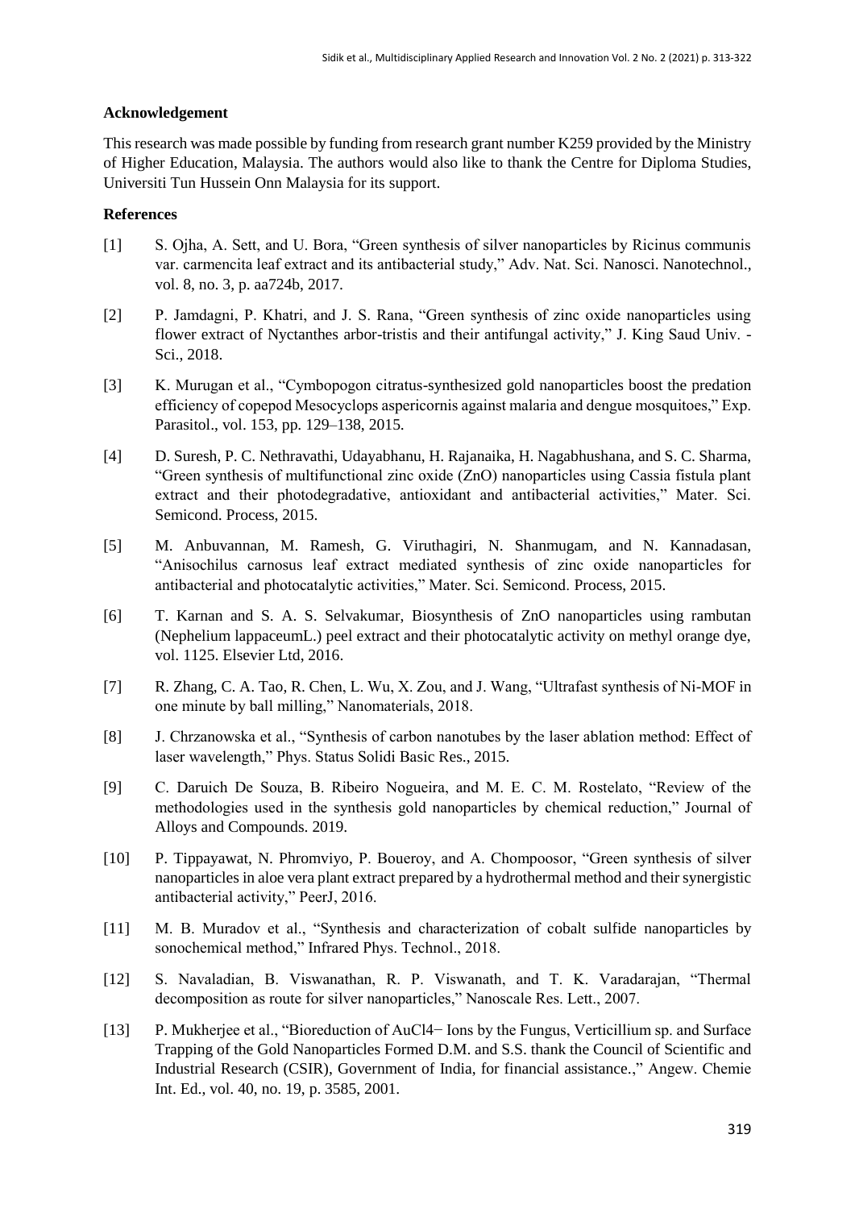**Acknowledgement**

This research was made possible by funding from research grant number K259 provided by the Ministry of Higher Education, Malaysia. The authors would also like to thank the Centre for Diploma Studies, Universiti Tun Hussein Onn Malaysia for its support.

**References**

[1] S. Ojha, A. Sett, and U. Bora, "Green synthesis of silver nanoparticles by Ricinus communis var. carmencita leaf extract and its antibacterial study," Adv. Nat. Sci. Nanosci. Nanotechnol., vol. 8, no. 3, p. aa724b, 2017.

[2] P. Jamdagni, P. Khatri, and J. S. Rana, "Green synthesis of zinc oxide nanoparticles using flower extract of Nyctanthes arbor-tristis and their antifungal activity," J. King Saud Univ. - Sci., 2018.

[3] K. Murugan et al., "Cymbopogon citratus-synthesized gold nanoparticles boost the predation efficiency of copepod Mesocyclops aspericornis against malaria and dengue mosquitoes," Exp. Parasitol., vol. 153, pp. 129–138, 2015.

[4] D. Suresh, P. C. Nethravathi, Udayabhanu, H. Rajanaika, H. Nagabhushana, and S. C. Sharma, "Green synthesis of multifunctional zinc oxide (ZnO) nanoparticles using Cassia fistula plant extract and their photodegradative, antioxidant and antibacterial activities," Mater. Sci. Semicond. Process, 2015.

[5] M. Anbuvannan, M. Ramesh, G. Viruthagiri, N. Shanmugam, and N. Kannadasan, "Anisochilus carnosus leaf extract mediated synthesis of zinc oxide nanoparticles for antibacterial and photocatalytic activities," Mater. Sci. Semicond. Process, 2015.

[6] T. Karnan and S. A. S. Selvakumar, Biosynthesis of ZnO nanoparticles using rambutan (Nephelium lappaceumL.) peel extract and their photocatalytic activity on methyl orange dye, vol. 1125. Elsevier Ltd, 2016.

[7] R. Zhang, C. A. Tao, R. Chen, L. Wu, X. Zou, and J. Wang, "Ultrafast synthesis of Ni-MOF in one minute by ball milling," Nanomaterials, 2018.

[8] J. Chrzanowska et al., "Synthesis of carbon nanotubes by the laser ablation method: Effect of laser wavelength," Phys. Status Solidi Basic Res., 2015.

[9] C. Daruich De Souza, B. Ribeiro Nogueira, and M. E. C. M. Rostelato, "Review of the methodologies used in the synthesis gold nanoparticles by chemical reduction," Journal of Alloys and Compounds. 2019.

[10] P. Tippayawat, N. Phromviyo, P. Boueroy, and A. Chompoosor, "Green synthesis of silver nanoparticles in aloe vera plant extract prepared by a hydrothermal method and their synergistic antibacterial activity," PeerJ, 2016.

[11] M. B. Muradov et al., "Synthesis and characterization of cobalt sulfide nanoparticles by sonochemical method," Infrared Phys. Technol., 2018.

[12] S. Navaladian, B. Viswanathan, R. P. Viswanath, and T. K. Varadarajan, "Thermal decomposition as route for silver nanoparticles," Nanoscale Res. Lett., 2007.

[13] P. Mukherjee et al., "Bioreduction of $AuCl_4^-$ Ions by the Fungus, Verticillium sp. and Surface Trapping of the Gold Nanoparticles Formed D.M. and S.S. thank the Council of Scientific and Industrial Research (CSIR), Government of India, for financial assistance.," Angew. Chemie Int. Ed., vol. 40, no. 19, p. 3585, 2001.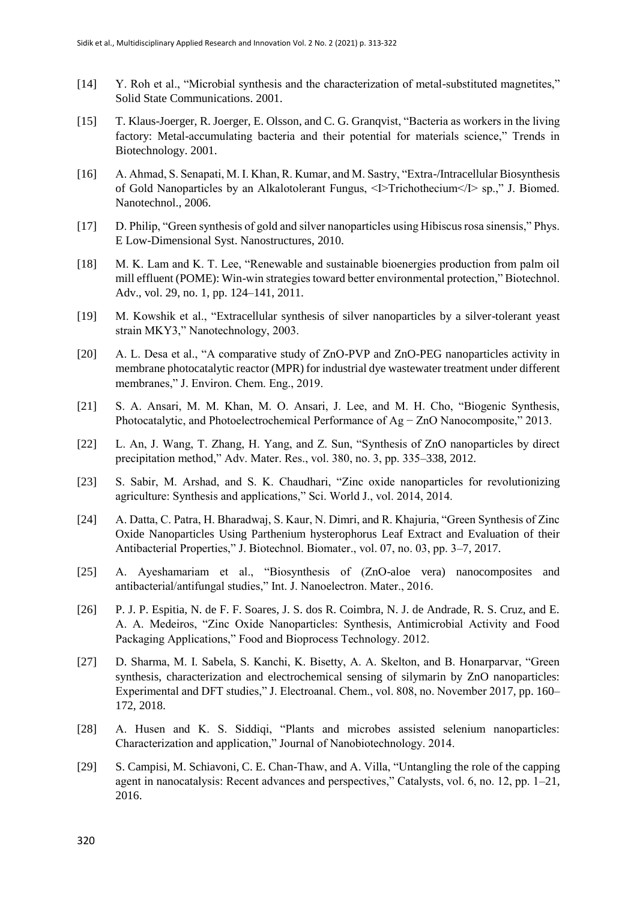[14] Y. Roh et al., “Microbial synthesis and the characterization of metal-substituted magnetites,” Solid State Communications. 2001.

[15] T. Klaus-Joerger, R. Joerger, E. Olsson, and C. G. Granqvist, “Bacteria as workers in the living factory: Metal-accumulating bacteria and their potential for materials science,” Trends in Biotechnology. 2001.

[16] A. Ahmad, S. Senapati, M. I. Khan, R. Kumar, and M. Sastry, “Extra-/Intracellular Biosynthesis of Gold Nanoparticles by an Alkalotolerant Fungus, <I>Trichothecium</I> sp.,” J. Biomed. Nanotechnol., 2006.

[17] D. Philip, “Green synthesis of gold and silver nanoparticles using Hibiscus rosa sinensis,” Phys. E Low-Dimensional Syst. Nanostructures, 2010.

[18] M. K. Lam and K. T. Lee, “Renewable and sustainable bioenergies production from palm oil mill effluent (POME): Win-win strategies toward better environmental protection,” Biotechnol. Adv., vol. 29, no. 1, pp. 124–141, 2011.

[19] M. Kowshik et al., “Extracellular synthesis of silver nanoparticles by a silver-tolerant yeast strain MKY3,” Nanotechnology, 2003.

[20] A. L. Desa et al., “A comparative study of ZnO-PVP and ZnO-PEG nanoparticles activity in membrane photocatalytic reactor (MPR) for industrial dye wastewater treatment under different membranes,” J. Environ. Chem. Eng., 2019.

[21] S. A. Ansari, M. M. Khan, M. O. Ansari, J. Lee, and M. H. Cho, “Biogenic Synthesis, Photocatalytic, and Photoelectrochemical Performance of Ag − ZnO Nanocomposite,” 2013.

[22] L. An, J. Wang, T. Zhang, H. Yang, and Z. Sun, “Synthesis of ZnO nanoparticles by direct precipitation method,” Adv. Mater. Res., vol. 380, no. 3, pp. 335–338, 2012.

[23] S. Sabir, M. Arshad, and S. K. Chaudhari, “Zinc oxide nanoparticles for revolutionizing agriculture: Synthesis and applications,” Sci. World J., vol. 2014, 2014.

[24] A. Datta, C. Patra, H. Bharadwaj, S. Kaur, N. Dimri, and R. Khajuria, “Green Synthesis of Zinc Oxide Nanoparticles Using Parthenium hysterophorus Leaf Extract and Evaluation of their Antibacterial Properties,” J. Biotechnol. Biomater., vol. 07, no. 03, pp. 3–7, 2017.

[25] A. Ayeshamariam et al., “Biosynthesis of (ZnO-aloe vera) nanocomposites and antibacterial/antifungal studies,” Int. J. Nanoelectron. Mater., 2016.

[26] P. J. P. Espitia, N. de F. F. Soares, J. S. dos R. Coimbra, N. J. de Andrade, R. S. Cruz, and E. A. A. Medeiros, “Zinc Oxide Nanoparticles: Synthesis, Antimicrobial Activity and Food Packaging Applications,” Food and Bioprocess Technology. 2012.

[27] D. Sharma, M. I. Sabela, S. Kanchi, K. Bisetty, A. A. Skelton, and B. Honarparvar, “Green synthesis, characterization and electrochemical sensing of silymarin by ZnO nanoparticles: Experimental and DFT studies,” J. Electroanal. Chem., vol. 808, no. November 2017, pp. 160–172, 2018.

[28] A. Husen and K. S. Siddiqi, “Plants and microbes assisted selenium nanoparticles: Characterization and application,” Journal of Nanobiotechnology. 2014.

[29] S. Campisi, M. Schiavoni, C. E. Chan-Thaw, and A. Villa, “Untangling the role of the capping agent in nanocatalysis: Recent advances and perspectives,” Catalysts, vol. 6, no. 12, pp. 1–21, 2016.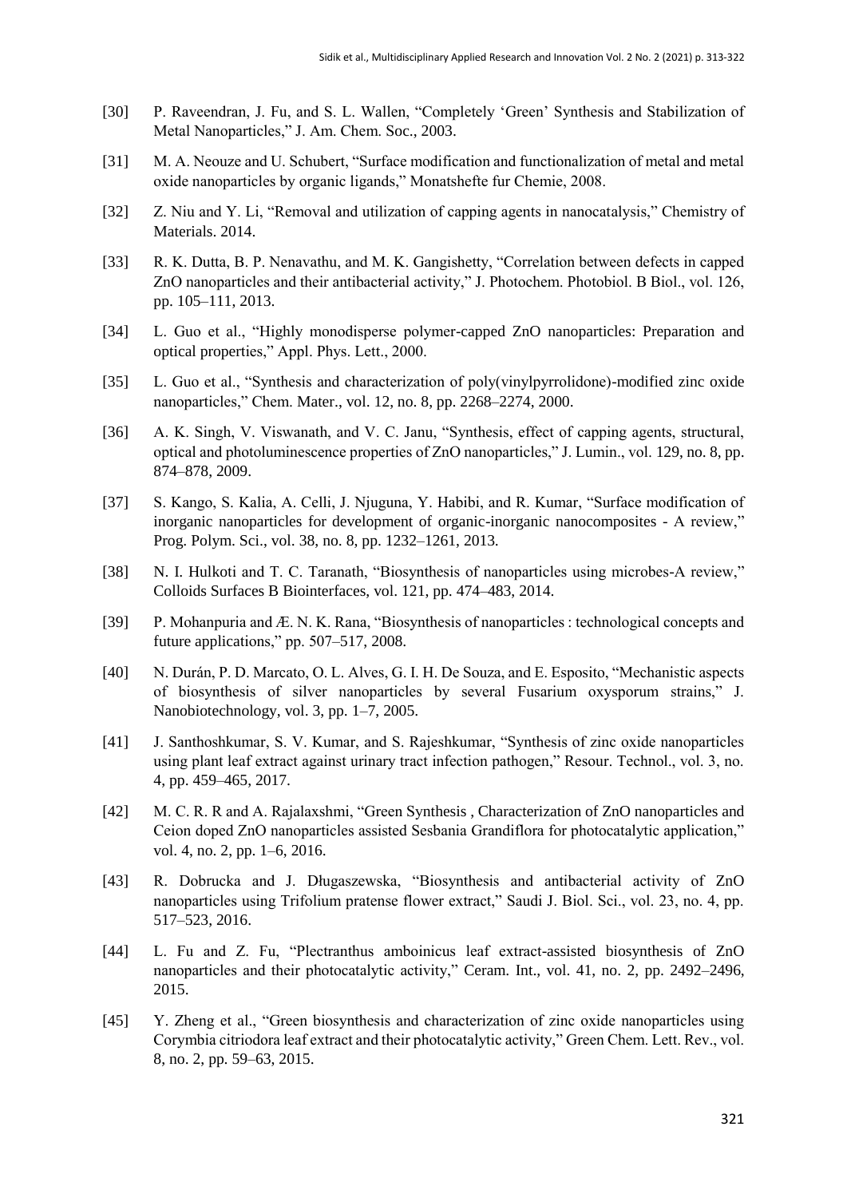[30] P. Raveendran, J. Fu, and S. L. Wallen, "Completely 'Green' Synthesis and Stabilization of Metal Nanoparticles," J. Am. Chem. Soc., 2003.

[31] M. A. Neouze and U. Schubert, "Surface modification and functionalization of metal and metal oxide nanoparticles by organic ligands," Monatshefte fur Chemie, 2008.

[32] Z. Niu and Y. Li, "Removal and utilization of capping agents in nanocatalysis," Chemistry of Materials. 2014.

[33] R. K. Dutta, B. P. Nenavathu, and M. K. Gangishetty, "Correlation between defects in capped ZnO nanoparticles and their antibacterial activity," J. Photochem. Photobiol. B Biol., vol. 126, pp. 105–111, 2013.

[34] L. Guo et al., "Highly monodisperse polymer-capped ZnO nanoparticles: Preparation and optical properties," Appl. Phys. Lett., 2000.

[35] L. Guo et al., "Synthesis and characterization of poly(vinylpyrrolidone)-modified zinc oxide nanoparticles," Chem. Mater., vol. 12, no. 8, pp. 2268–2274, 2000.

[36] A. K. Singh, V. Viswanath, and V. C. Janu, "Synthesis, effect of capping agents, structural, optical and photoluminescence properties of ZnO nanoparticles," J. Lumin., vol. 129, no. 8, pp. 874–878, 2009.

[37] S. Kango, S. Kalia, A. Celli, J. Njuguna, Y. Habibi, and R. Kumar, "Surface modification of inorganic nanoparticles for development of organic-inorganic nanocomposites - A review," Prog. Polym. Sci., vol. 38, no. 8, pp. 1232–1261, 2013.

[38] N. I. Hulkoti and T. C. Taranath, "Biosynthesis of nanoparticles using microbes-A review," Colloids Surfaces B Biointerfaces, vol. 121, pp. 474–483, 2014.

[39] P. Mohanpuria and Æ. N. K. Rana, "Biosynthesis of nanoparticles : technological concepts and future applications," pp. 507–517, 2008.

[40] N. Durán, P. D. Marcato, O. L. Alves, G. I. H. De Souza, and E. Esposito, "Mechanistic aspects of biosynthesis of silver nanoparticles by several Fusarium oxysporum strains," J. Nanobiotechnology, vol. 3, pp. 1–7, 2005.

[41] J. Santhoshkumar, S. V. Kumar, and S. Rajeshkumar, "Synthesis of zinc oxide nanoparticles using plant leaf extract against urinary tract infection pathogen," Resour. Technol., vol. 3, no. 4, pp. 459–465, 2017.

[42] M. C. R. R and A. Rajalaxshmi, "Green Synthesis , Characterization of ZnO nanoparticles and Ceion doped ZnO nanoparticles assisted Sesbania Grandiflora for photocatalytic application," vol. 4, no. 2, pp. 1–6, 2016.

[43] R. Dobrucka and J. Długaszewska, "Biosynthesis and antibacterial activity of ZnO nanoparticles using Trifolium pratense flower extract," Saudi J. Biol. Sci., vol. 23, no. 4, pp. 517–523, 2016.

[44] L. Fu and Z. Fu, "Plectranthus amboinicus leaf extract-assisted biosynthesis of ZnO nanoparticles and their photocatalytic activity," Ceram. Int., vol. 41, no. 2, pp. 2492–2496, 2015.

[45] Y. Zheng et al., "Green biosynthesis and characterization of zinc oxide nanoparticles using Corymbia citriodora leaf extract and their photocatalytic activity," Green Chem. Lett. Rev., vol. 8, no. 2, pp. 59–63, 2015.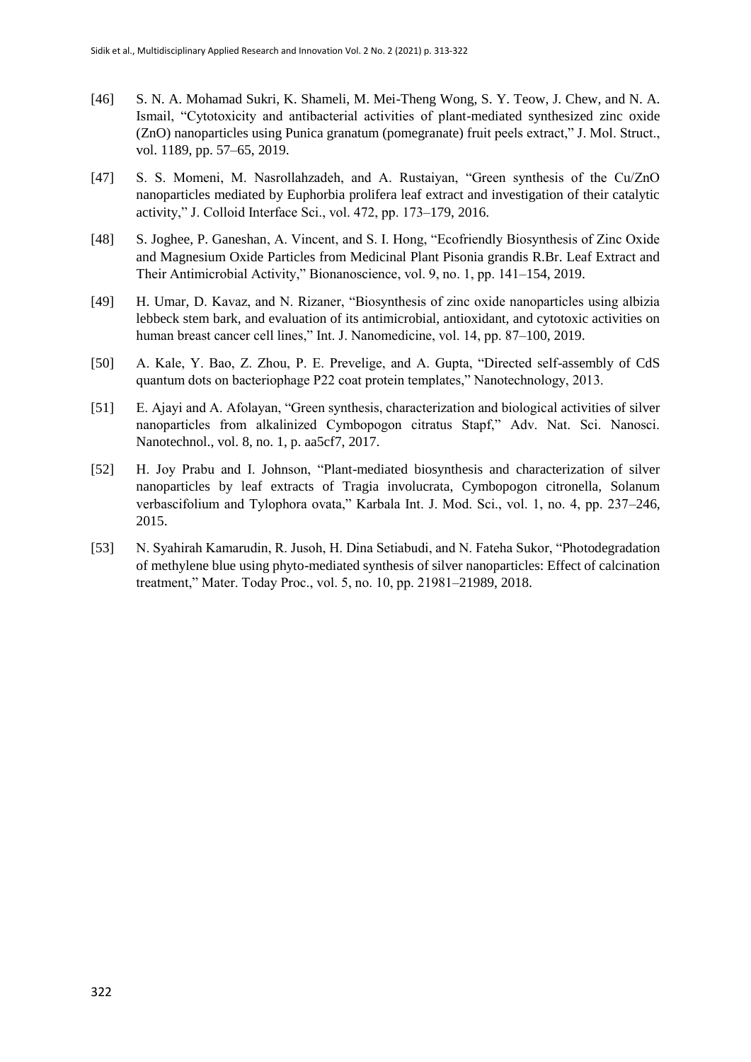[46] S. N. A. Mohamad Sukri, K. Shameli, M. Mei-Theng Wong, S. Y. Teow, J. Chew, and N. A. Ismail, “Cytotoxicity and antibacterial activities of plant-mediated synthesized zinc oxide (ZnO) nanoparticles using Punica granatum (pomegranate) fruit peels extract,” J. Mol. Struct., vol. 1189, pp. 57–65, 2019.

[47] S. S. Momeni, M. Nasrollahzadeh, and A. Rustaiyan, “Green synthesis of the Cu/ZnO nanoparticles mediated by Euphorbia prolifera leaf extract and investigation of their catalytic activity,” J. Colloid Interface Sci., vol. 472, pp. 173–179, 2016.

[48] S. Joghee, P. Ganeshan, A. Vincent, and S. I. Hong, “Ecofriendly Biosynthesis of Zinc Oxide and Magnesium Oxide Particles from Medicinal Plant Pisonia grandis R.Br. Leaf Extract and Their Antimicrobial Activity,” Bionanoscience, vol. 9, no. 1, pp. 141–154, 2019.

[49] H. Umar, D. Kavaz, and N. Rizaner, “Biosynthesis of zinc oxide nanoparticles using albizia lebbeck stem bark, and evaluation of its antimicrobial, antioxidant, and cytotoxic activities on human breast cancer cell lines,” Int. J. Nanomedicine, vol. 14, pp. 87–100, 2019.

[50] A. Kale, Y. Bao, Z. Zhou, P. E. Prevelige, and A. Gupta, “Directed self-assembly of CdS quantum dots on bacteriophage P22 coat protein templates,” Nanotechnology, 2013.

[51] E. Ajayi and A. Afolayan, “Green synthesis, characterization and biological activities of silver nanoparticles from alkalinized Cymbopogon citratus Stapf,” Adv. Nat. Sci. Nanosci. Nanotechnol., vol. 8, no. 1, p. aa5cf7, 2017.

[52] H. Joy Prabu and I. Johnson, “Plant-mediated biosynthesis and characterization of silver nanoparticles by leaf extracts of Tragia involucrata, Cymbopogon citronella, Solanum verbascifolium and Tylophora ovata,” Karbala Int. J. Mod. Sci., vol. 1, no. 4, pp. 237–246, 2015.

[53] N. Syahirah Kamarudin, R. Jusoh, H. Dina Setiabudi, and N. Fateha Sukor, “Photodegradation of methylene blue using phyto-mediated synthesis of silver nanoparticles: Effect of calcination treatment,” Mater. Today Proc., vol. 5, no. 10, pp. 21981–21989, 2018.